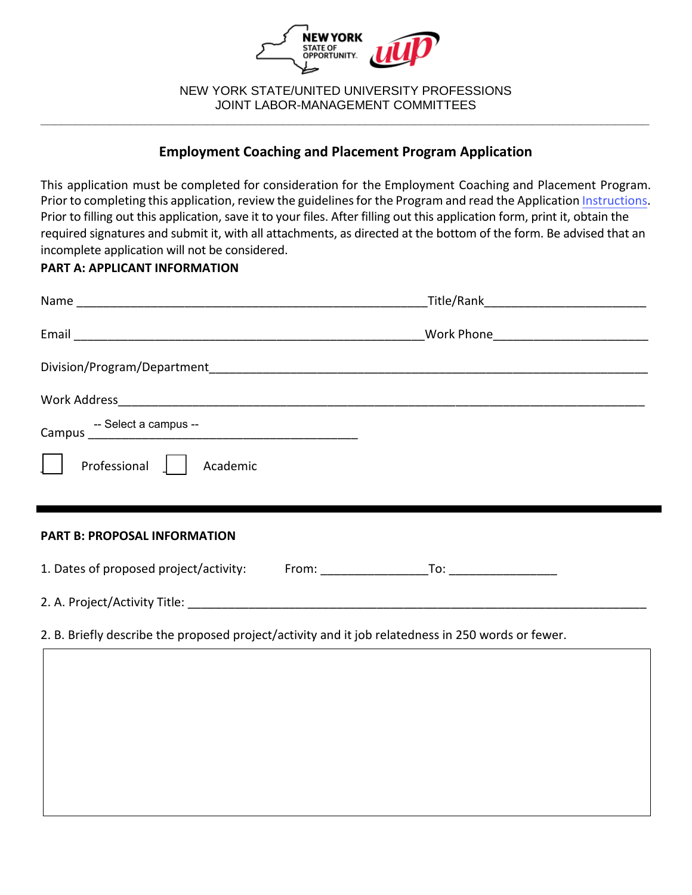NEW YORK STATE/UNITED UNIVERSITY PROFESSIONS
JOINT LABOR-MANAGEMENT COMMITTEES

## Employment Coaching and Placement Program Application

This application must be completed for consideration for the Employment Coaching and Placement Program. Prior to completing this application, review the guidelines for the Program and read the Application Instructions. Prior to filling out this application, save it to your files. After filling out this application form, print it, obtain the required signatures and submit it, with all attachments, as directed at the bottom of the form. Be advised that an incomplete application will not be considered.

**PART A: APPLICANT INFORMATION**

Name ____________________________________________________ Title/Rank______________________

Email ____________________________________________________ Work Phone______________________

Division/Program/Department____________________________________________________________

Work Address_________________________________________________________________________

Campus -- Select a campus -- ______________________________________

☐ Professional ☐ Academic

---

**PART B: PROPOSAL INFORMATION**

1. Dates of proposed project/activity: From: _______________To: _______________

2. A. Project/Activity Title: ______________________________________________________________

2. B. Briefly describe the proposed project/activity and it job relatedness in 250 words or fewer.

| |
|---|
| |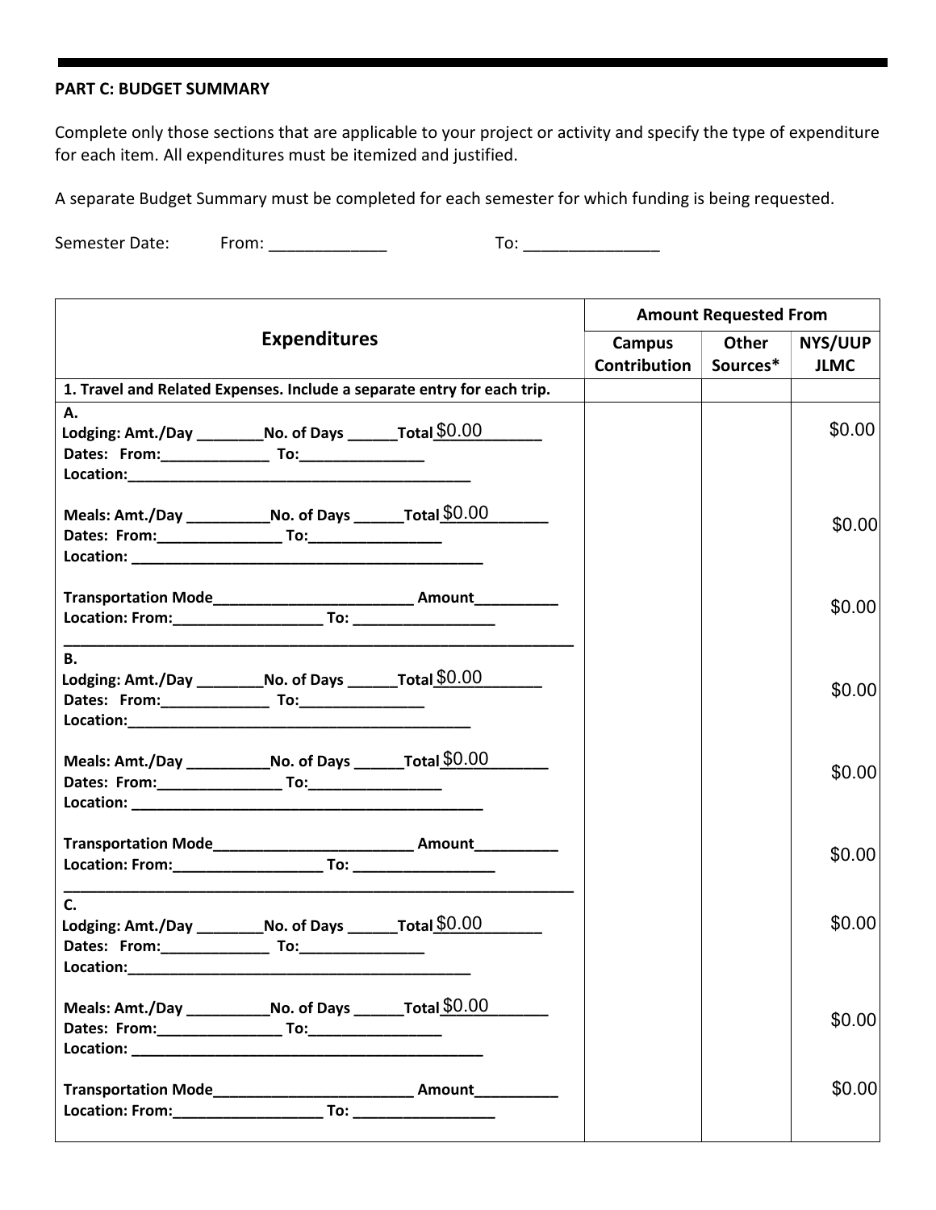**PART C: BUDGET SUMMARY**

Complete only those sections that are applicable to your project or activity and specify the type of expenditure for each item. All expenditures must be itemized and justified.

A separate Budget Summary must be completed for each semester for which funding is being requested.

Semester Date: From: _____________ To: _______________

| Expenditures | Amount Requested From | | |
|---|---|---|---|
| | Campus Contribution | Other Sources* | NYS/UUP JLMC |
| **1. Travel and Related Expenses. Include a separate entry for each trip.** | | | |
| **A.**<br>**Lodging: Amt./Day ________No. of Days ______Total** $0.00<br>**Dates: From:_____________ To:_______________**<br>**Location:___________________________________________** | | | $0.00 |
| **Meals: Amt./Day __________No. of Days ______Total** $0.00<br>**Dates: From:_______________ To:________________**<br>**Location: ____________________________________________** | | | $0.00 |
| **Transportation Mode________________________ Amount__________**<br>**Location: From:__________________ To: _________________** | | | $0.00 |
| **B.**<br>**Lodging: Amt./Day ________No. of Days ______Total** $0.00<br>**Dates: From:_____________ To:_______________**<br>**Location:___________________________________________** | | | $0.00 |
| **Meals: Amt./Day __________No. of Days ______Total** $0.00<br>**Dates: From:_______________ To:________________**<br>**Location: ____________________________________________** | | | $0.00 |
| **Transportation Mode________________________ Amount__________**<br>**Location: From:__________________ To: _________________** | | | $0.00 |
| **C.**<br>**Lodging: Amt./Day ________No. of Days ______Total** $0.00<br>**Dates: From:_____________ To:_______________**<br>**Location:___________________________________________** | | | $0.00 |
| **Meals: Amt./Day __________No. of Days ______Total** $0.00<br>**Dates: From:_______________ To:________________**<br>**Location: ____________________________________________** | | | $0.00 |
| **Transportation Mode________________________ Amount__________**<br>**Location: From:__________________ To: _________________** | | | $0.00 |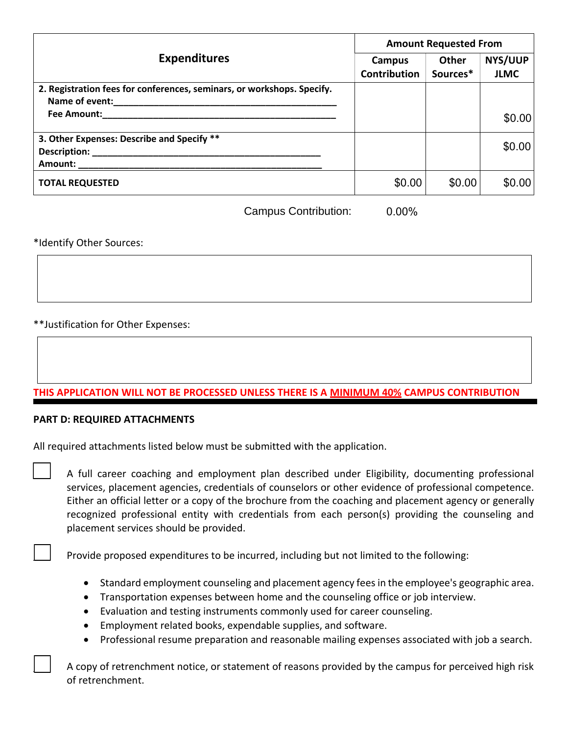| Expenditures | Amount Requested From | | |
|---|---|---|---|
| | Campus Contribution | Other Sources* | NYS/UUP JLMC |
| **2. Registration fees for conferences, seminars, or workshops. Specify.**<br>**Name of event:**_______________________________________<br>**Fee Amount:**_________________________________________ | | | $0.00 |
| **3. Other Expenses: Describe and Specify ****<br>**Description:** _______________________________________<br>**Amount:** __________________________________________ | | | $0.00 |
| **TOTAL REQUESTED** | $0.00 | $0.00 | $0.00 |

Campus Contribution: 0.00%

*Identify Other Sources:

**Justification for Other Expenses:

**THIS APPLICATION WILL NOT BE PROCESSED UNLESS THERE IS A MINIMUM 40% CAMPUS CONTRIBUTION**

**PART D: REQUIRED ATTACHMENTS**

All required attachments listed below must be submitted with the application.

☐ A full career coaching and employment plan described under Eligibility, documenting professional services, placement agencies, credentials of counselors or other evidence of professional competence. Either an official letter or a copy of the brochure from the coaching and placement agency or generally recognized professional entity with credentials from each person(s) providing the counseling and placement services should be provided.

☐ Provide proposed expenditures to be incurred, including but not limited to the following:

- Standard employment counseling and placement agency fees in the employee's geographic area.
- Transportation expenses between home and the counseling office or job interview.
- Evaluation and testing instruments commonly used for career counseling.
- Employment related books, expendable supplies, and software.
- Professional resume preparation and reasonable mailing expenses associated with job a search.

☐ A copy of retrenchment notice, or statement of reasons provided by the campus for perceived high risk of retrenchment.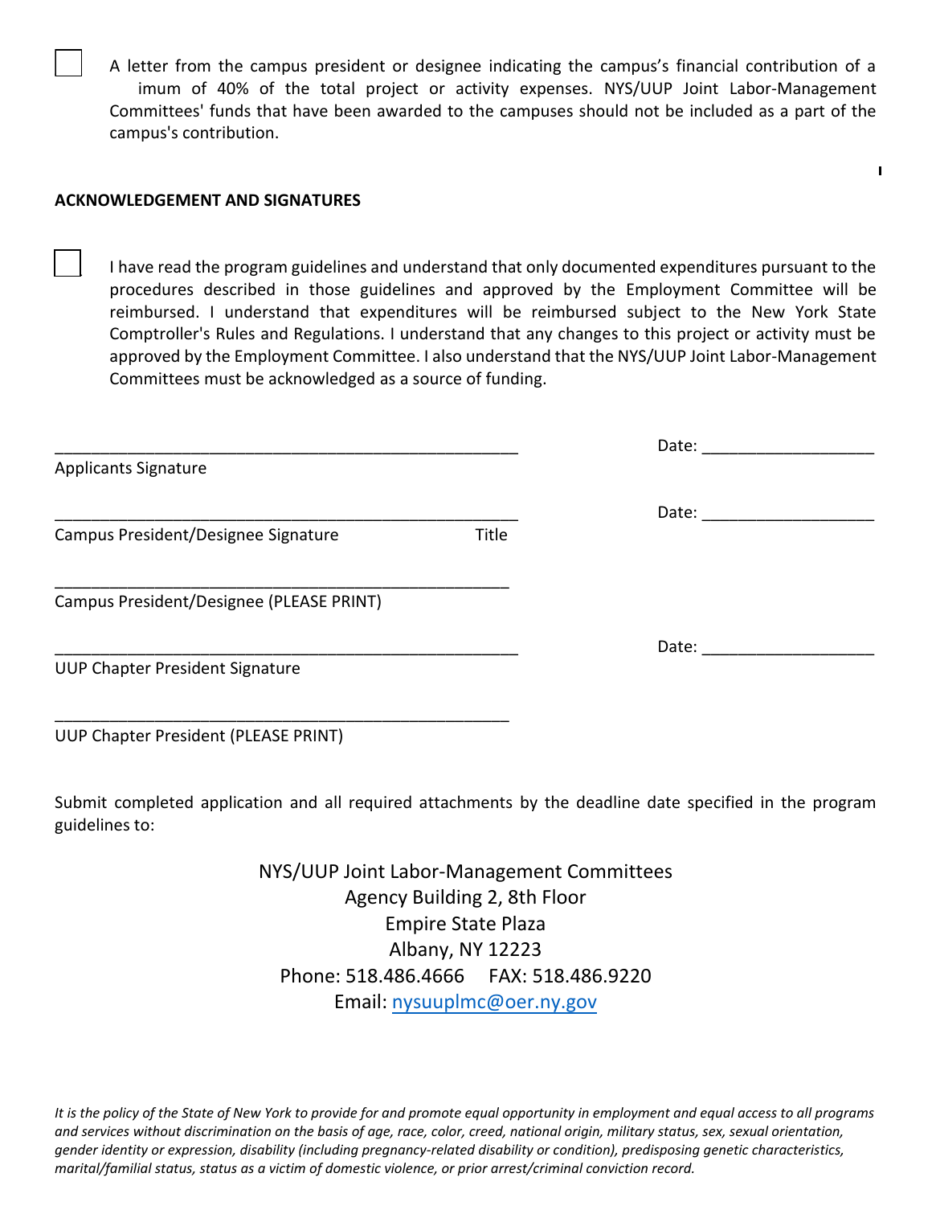☐ A letter from the campus president or designee indicating the campus's financial contribution of a imum of 40% of the total project or activity expenses. NYS/UUP Joint Labor-Management Committees' funds that have been awarded to the campuses should not be included as a part of the campus's contribution.

**ACKNOWLEDGEMENT AND SIGNATURES**

☐ I have read the program guidelines and understand that only documented expenditures pursuant to the procedures described in those guidelines and approved by the Employment Committee will be reimbursed. I understand that expenditures will be reimbursed subject to the New York State Comptroller's Rules and Regulations. I understand that any changes to this project or activity must be approved by the Employment Committee. I also understand that the NYS/UUP Joint Labor-Management Committees must be acknowledged as a source of funding.

\_\_\_\_\_\_\_\_\_\_\_\_\_\_\_\_\_\_\_\_\_\_\_\_\_\_\_\_\_\_\_\_\_\_\_\_\_\_\_\_\_\_\_\_\_\_\_\_ Date: \_\_\_\_\_\_\_\_\_\_\_\_\_\_\_\_\_\_
Applicants Signature

\_\_\_\_\_\_\_\_\_\_\_\_\_\_\_\_\_\_\_\_\_\_\_\_\_\_\_\_\_\_\_\_\_\_\_\_\_\_\_\_\_\_\_\_\_\_\_\_ Date: \_\_\_\_\_\_\_\_\_\_\_\_\_\_\_\_\_\_
Campus President/Designee Signature Title

\_\_\_\_\_\_\_\_\_\_\_\_\_\_\_\_\_\_\_\_\_\_\_\_\_\_\_\_\_\_\_\_\_\_\_\_\_\_\_\_\_\_\_\_\_\_\_\_
Campus President/Designee (PLEASE PRINT)

\_\_\_\_\_\_\_\_\_\_\_\_\_\_\_\_\_\_\_\_\_\_\_\_\_\_\_\_\_\_\_\_\_\_\_\_\_\_\_\_\_\_\_\_\_\_\_\_ Date: \_\_\_\_\_\_\_\_\_\_\_\_\_\_\_\_\_\_
UUP Chapter President Signature

\_\_\_\_\_\_\_\_\_\_\_\_\_\_\_\_\_\_\_\_\_\_\_\_\_\_\_\_\_\_\_\_\_\_\_\_\_\_\_\_\_\_\_\_\_\_\_\_
UUP Chapter President (PLEASE PRINT)

Submit completed application and all required attachments by the deadline date specified in the program guidelines to:

NYS/UUP Joint Labor-Management Committees
Agency Building 2, 8th Floor
Empire State Plaza
Albany, NY 12223
Phone: 518.486.4666 FAX: 518.486.9220
Email: nysuuplmc@oer.ny.gov

*It is the policy of the State of New York to provide for and promote equal opportunity in employment and equal access to all programs and services without discrimination on the basis of age, race, color, creed, national origin, military status, sex, sexual orientation, gender identity or expression, disability (including pregnancy-related disability or condition), predisposing genetic characteristics, marital/familial status, status as a victim of domestic violence, or prior arrest/criminal conviction record.*